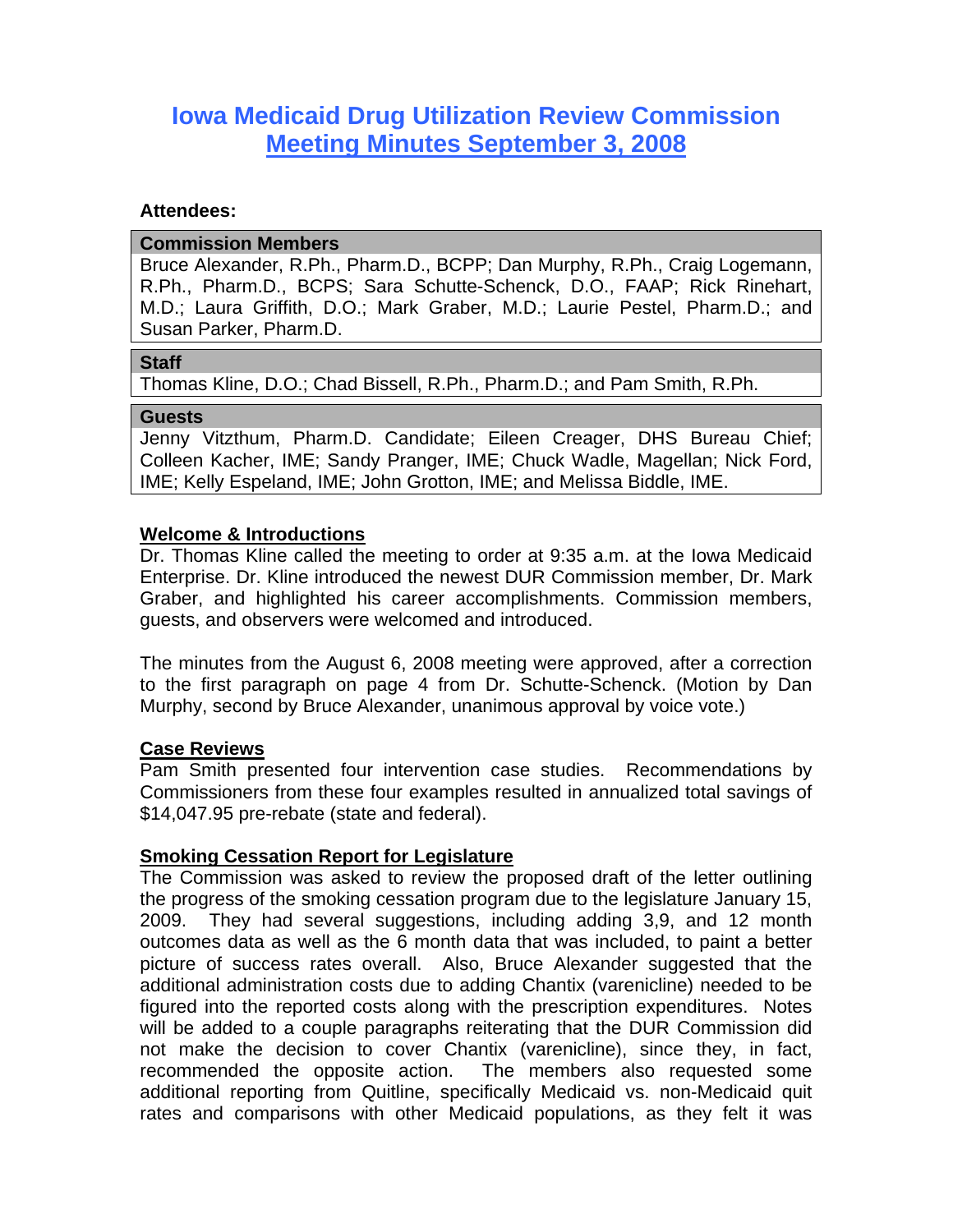# Iowa Medicaid Drug Utilization Review Commission Meeting Minutes September 3, 2008

**Attendees:**

| Commission Members |
|---|
| Bruce Alexander, R.Ph., Pharm.D., BCPP; Dan Murphy, R.Ph., Craig Logemann, R.Ph., Pharm.D., BCPS; Sara Schutte-Schenck, D.O., FAAP; Rick Rinehart, M.D.; Laura Griffith, D.O.; Mark Graber, M.D.; Laurie Pestel, Pharm.D.; and Susan Parker, Pharm.D. |

| Staff |
|---|
| Thomas Kline, D.O.; Chad Bissell, R.Ph., Pharm.D.; and Pam Smith, R.Ph. |

| Guests |
|---|
| Jenny Vitzthum, Pharm.D. Candidate; Eileen Creager, DHS Bureau Chief; Colleen Kacher, IME; Sandy Pranger, IME; Chuck Wadle, Magellan; Nick Ford, IME; Kelly Espeland, IME; John Grotton, IME; and Melissa Biddle, IME. |

## Welcome & Introductions

Dr. Thomas Kline called the meeting to order at 9:35 a.m. at the Iowa Medicaid Enterprise. Dr. Kline introduced the newest DUR Commission member, Dr. Mark Graber, and highlighted his career accomplishments. Commission members, guests, and observers were welcomed and introduced.

The minutes from the August 6, 2008 meeting were approved, after a correction to the first paragraph on page 4 from Dr. Schutte-Schenck. (Motion by Dan Murphy, second by Bruce Alexander, unanimous approval by voice vote.)

## Case Reviews

Pam Smith presented four intervention case studies. Recommendations by Commissioners from these four examples resulted in annualized total savings of $14,047.95 pre-rebate (state and federal).

## Smoking Cessation Report for Legislature

The Commission was asked to review the proposed draft of the letter outlining the progress of the smoking cessation program due to the legislature January 15, 2009. They had several suggestions, including adding 3,9, and 12 month outcomes data as well as the 6 month data that was included, to paint a better picture of success rates overall. Also, Bruce Alexander suggested that the additional administration costs due to adding Chantix (varenicline) needed to be figured into the reported costs along with the prescription expenditures. Notes will be added to a couple paragraphs reiterating that the DUR Commission did not make the decision to cover Chantix (varenicline), since they, in fact, recommended the opposite action. The members also requested some additional reporting from Quitline, specifically Medicaid vs. non-Medicaid quit rates and comparisons with other Medicaid populations, as they felt it was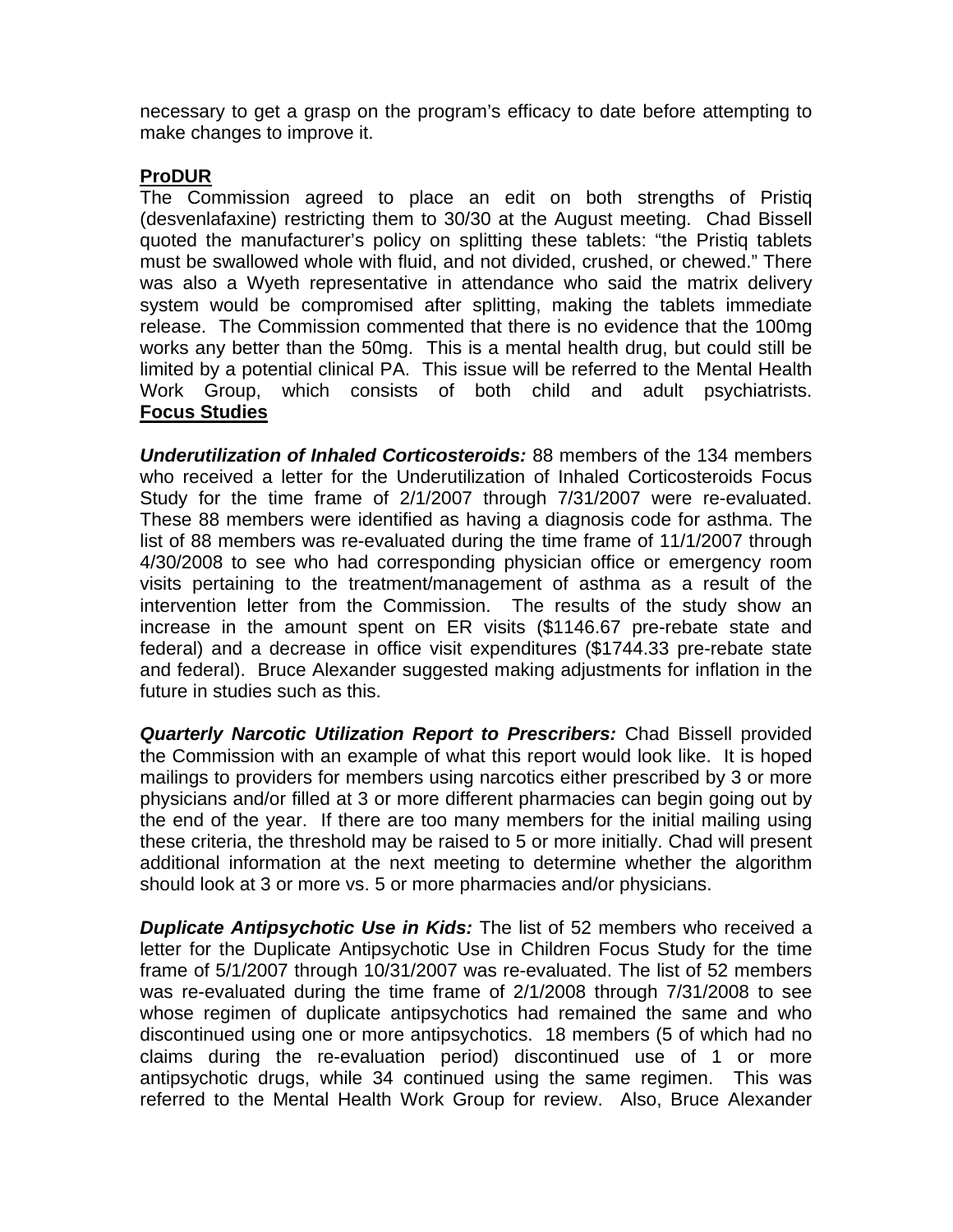necessary to get a grasp on the program's efficacy to date before attempting to make changes to improve it.

**ProDUR**

The Commission agreed to place an edit on both strengths of Pristiq (desvenlafaxine) restricting them to 30/30 at the August meeting. Chad Bissell quoted the manufacturer's policy on splitting these tablets: "the Pristiq tablets must be swallowed whole with fluid, and not divided, crushed, or chewed." There was also a Wyeth representative in attendance who said the matrix delivery system would be compromised after splitting, making the tablets immediate release. The Commission commented that there is no evidence that the 100mg works any better than the 50mg. This is a mental health drug, but could still be limited by a potential clinical PA. This issue will be referred to the Mental Health Work Group, which consists of both child and adult psychiatrists.

**Focus Studies**

***Underutilization of Inhaled Corticosteroids:*** 88 members of the 134 members who received a letter for the Underutilization of Inhaled Corticosteroids Focus Study for the time frame of 2/1/2007 through 7/31/2007 were re-evaluated. These 88 members were identified as having a diagnosis code for asthma. The list of 88 members was re-evaluated during the time frame of 11/1/2007 through 4/30/2008 to see who had corresponding physician office or emergency room visits pertaining to the treatment/management of asthma as a result of the intervention letter from the Commission. The results of the study show an increase in the amount spent on ER visits ($1146.67 pre-rebate state and federal) and a decrease in office visit expenditures ($1744.33 pre-rebate state and federal). Bruce Alexander suggested making adjustments for inflation in the future in studies such as this.

***Quarterly Narcotic Utilization Report to Prescribers:*** Chad Bissell provided the Commission with an example of what this report would look like. It is hoped mailings to providers for members using narcotics either prescribed by 3 or more physicians and/or filled at 3 or more different pharmacies can begin going out by the end of the year. If there are too many members for the initial mailing using these criteria, the threshold may be raised to 5 or more initially. Chad will present additional information at the next meeting to determine whether the algorithm should look at 3 or more vs. 5 or more pharmacies and/or physicians.

***Duplicate Antipsychotic Use in Kids:*** The list of 52 members who received a letter for the Duplicate Antipsychotic Use in Children Focus Study for the time frame of 5/1/2007 through 10/31/2007 was re-evaluated. The list of 52 members was re-evaluated during the time frame of 2/1/2008 through 7/31/2008 to see whose regimen of duplicate antipsychotics had remained the same and who discontinued using one or more antipsychotics. 18 members (5 of which had no claims during the re-evaluation period) discontinued use of 1 or more antipsychotic drugs, while 34 continued using the same regimen. This was referred to the Mental Health Work Group for review. Also, Bruce Alexander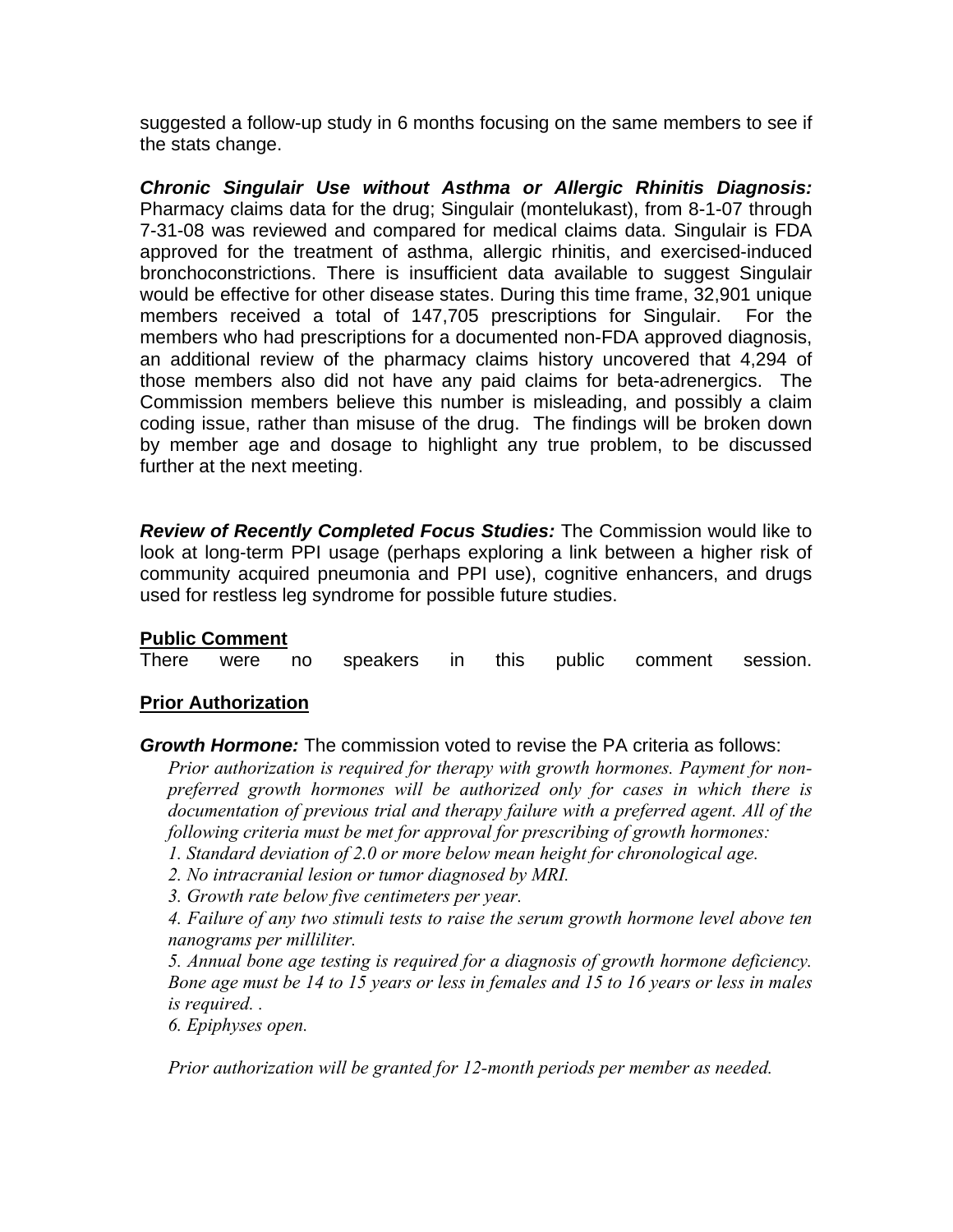suggested a follow-up study in 6 months focusing on the same members to see if the stats change.

***Chronic Singulair Use without Asthma or Allergic Rhinitis Diagnosis:*** Pharmacy claims data for the drug; Singulair (montelukast), from 8-1-07 through 7-31-08 was reviewed and compared for medical claims data. Singulair is FDA approved for the treatment of asthma, allergic rhinitis, and exercised-induced bronchoconstrictions. There is insufficient data available to suggest Singulair would be effective for other disease states. During this time frame, 32,901 unique members received a total of 147,705 prescriptions for Singulair. For the members who had prescriptions for a documented non-FDA approved diagnosis, an additional review of the pharmacy claims history uncovered that 4,294 of those members also did not have any paid claims for beta-adrenergics. The Commission members believe this number is misleading, and possibly a claim coding issue, rather than misuse of the drug. The findings will be broken down by member age and dosage to highlight any true problem, to be discussed further at the next meeting.

***Review of Recently Completed Focus Studies:*** The Commission would like to look at long-term PPI usage (perhaps exploring a link between a higher risk of community acquired pneumonia and PPI use), cognitive enhancers, and drugs used for restless leg syndrome for possible future studies.

## Public Comment

There were no speakers in this public comment session.

## Prior Authorization

***Growth Hormone:*** The commission voted to revise the PA criteria as follows:

*Prior authorization is required for therapy with growth hormones. Payment for non-preferred growth hormones will be authorized only for cases in which there is documentation of previous trial and therapy failure with a preferred agent. All of the following criteria must be met for approval for prescribing of growth hormones:*

*1. Standard deviation of 2.0 or more below mean height for chronological age.*

*2. No intracranial lesion or tumor diagnosed by MRI.*

*3. Growth rate below five centimeters per year.*

*4. Failure of any two stimuli tests to raise the serum growth hormone level above ten nanograms per milliliter.*

*5. Annual bone age testing is required for a diagnosis of growth hormone deficiency. Bone age must be 14 to 15 years or less in females and 15 to 16 years or less in males is required. .*

*6. Epiphyses open.*

*Prior authorization will be granted for 12-month periods per member as needed.*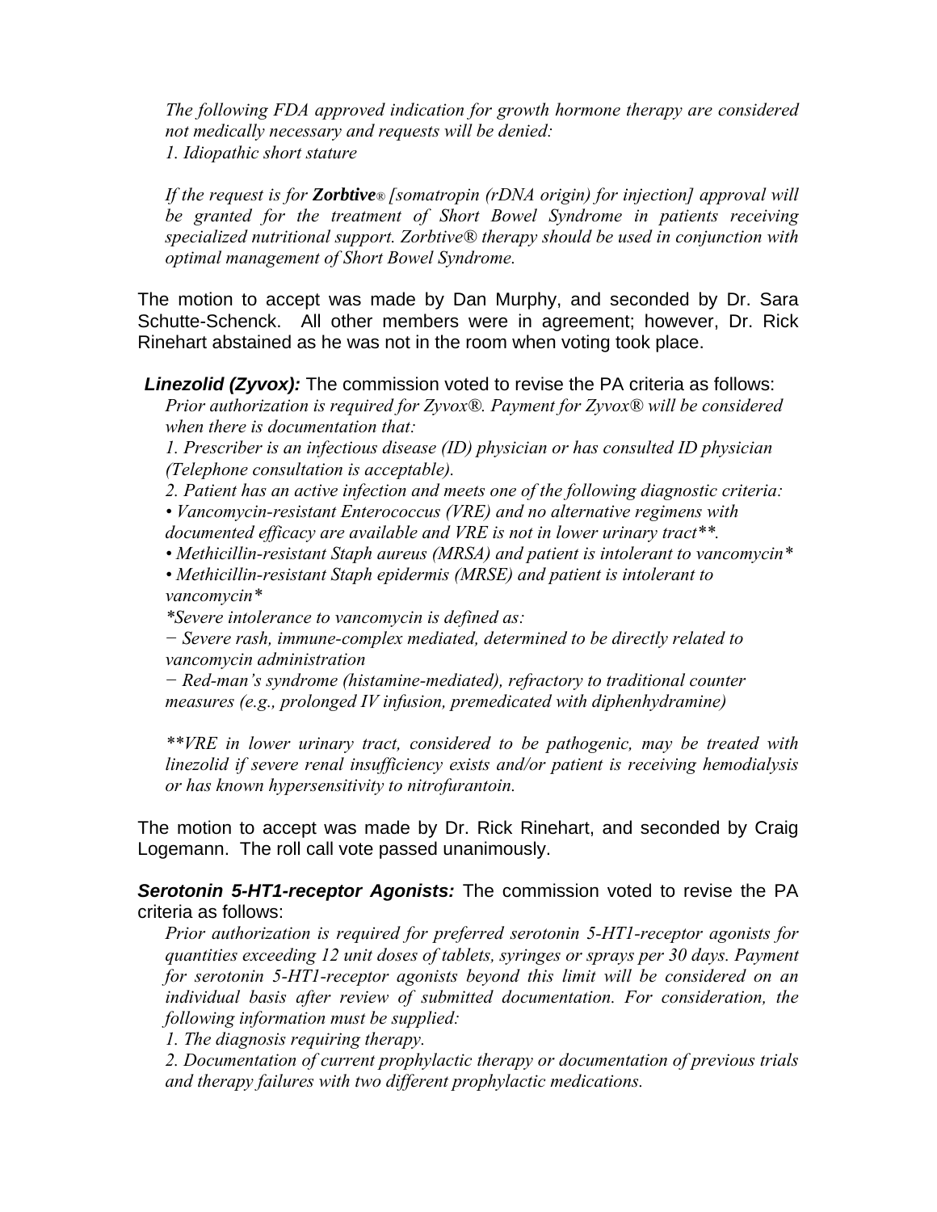*The following FDA approved indication for growth hormone therapy are considered not medically necessary and requests will be denied:*
*1. Idiopathic short stature*

*If the request is for **Zorbtive**® [somatropin (rDNA origin) for injection] approval will be granted for the treatment of Short Bowel Syndrome in patients receiving specialized nutritional support. Zorbtive® therapy should be used in conjunction with optimal management of Short Bowel Syndrome.*

The motion to accept was made by Dan Murphy, and seconded by Dr. Sara Schutte-Schenck. All other members were in agreement; however, Dr. Rick Rinehart abstained as he was not in the room when voting took place.

***Linezolid (Zyvox):*** The commission voted to revise the PA criteria as follows:
*Prior authorization is required for Zyvox®. Payment for Zyvox® will be considered when there is documentation that:*
*1. Prescriber is an infectious disease (ID) physician or has consulted ID physician (Telephone consultation is acceptable).*
*2. Patient has an active infection and meets one of the following diagnostic criteria:*
*• Vancomycin-resistant Enterococcus (VRE) and no alternative regimens with documented efficacy are available and VRE is not in lower urinary tract**.*
*• Methicillin-resistant Staph aureus (MRSA) and patient is intolerant to vancomycin**
*• Methicillin-resistant Staph epidermis (MRSE) and patient is intolerant to vancomycin**
**Severe intolerance to vancomycin is defined as:*
*− Severe rash, immune-complex mediated, determined to be directly related to vancomycin administration*
*− Red-man's syndrome (histamine-mediated), refractory to traditional counter measures (e.g., prolonged IV infusion, premedicated with diphenhydramine)*

*\*\*VRE in lower urinary tract, considered to be pathogenic, may be treated with linezolid if severe renal insufficiency exists and/or patient is receiving hemodialysis or has known hypersensitivity to nitrofurantoin.*

The motion to accept was made by Dr. Rick Rinehart, and seconded by Craig Logemann. The roll call vote passed unanimously.

***Serotonin 5-HT1-receptor Agonists:*** The commission voted to revise the PA criteria as follows:
*Prior authorization is required for preferred serotonin 5-HT1-receptor agonists for quantities exceeding 12 unit doses of tablets, syringes or sprays per 30 days. Payment for serotonin 5-HT1-receptor agonists beyond this limit will be considered on an individual basis after review of submitted documentation. For consideration, the following information must be supplied:*
*1. The diagnosis requiring therapy.*
*2. Documentation of current prophylactic therapy or documentation of previous trials and therapy failures with two different prophylactic medications.*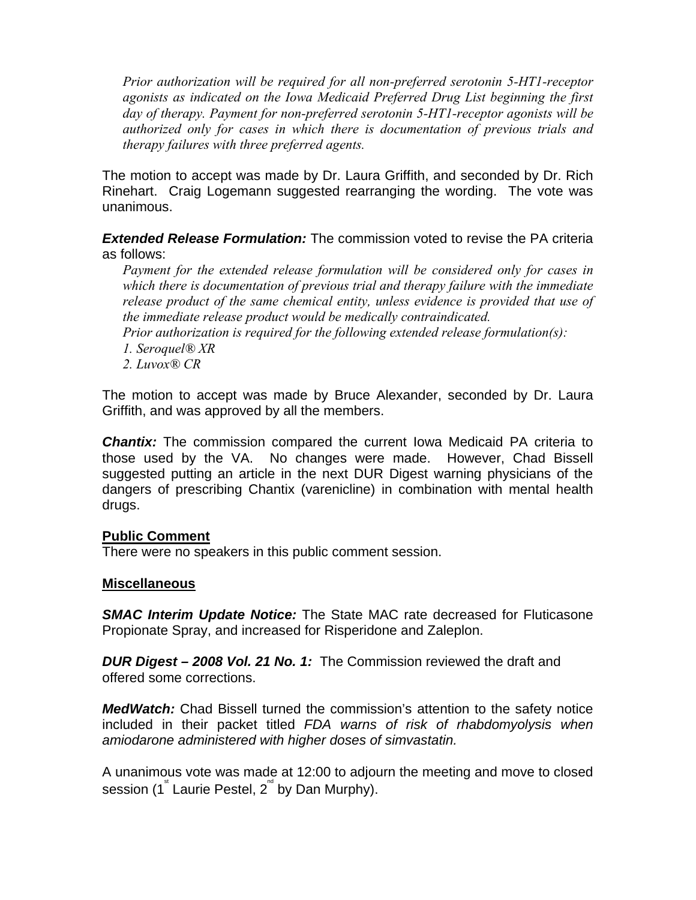*Prior authorization will be required for all non-preferred serotonin 5-HT1-receptor agonists as indicated on the Iowa Medicaid Preferred Drug List beginning the first day of therapy. Payment for non-preferred serotonin 5-HT1-receptor agonists will be authorized only for cases in which there is documentation of previous trials and therapy failures with three preferred agents.*

The motion to accept was made by Dr. Laura Griffith, and seconded by Dr. Rich Rinehart. Craig Logemann suggested rearranging the wording. The vote was unanimous.

***Extended Release Formulation:*** The commission voted to revise the PA criteria as follows:

*Payment for the extended release formulation will be considered only for cases in which there is documentation of previous trial and therapy failure with the immediate release product of the same chemical entity, unless evidence is provided that use of the immediate release product would be medically contraindicated.*

*Prior authorization is required for the following extended release formulation(s):*

*1. Seroquel® XR*

*2. Luvox® CR*

The motion to accept was made by Bruce Alexander, seconded by Dr. Laura Griffith, and was approved by all the members.

***Chantix:*** The commission compared the current Iowa Medicaid PA criteria to those used by the VA. No changes were made. However, Chad Bissell suggested putting an article in the next DUR Digest warning physicians of the dangers of prescribing Chantix (varenicline) in combination with mental health drugs.

**Public Comment**

There were no speakers in this public comment session.

**Miscellaneous**

***SMAC Interim Update Notice:*** The State MAC rate decreased for Fluticasone Propionate Spray, and increased for Risperidone and Zaleplon.

***DUR Digest – 2008 Vol. 21 No. 1:*** The Commission reviewed the draft and offered some corrections.

***MedWatch:*** Chad Bissell turned the commission's attention to the safety notice included in their packet titled *FDA warns of risk of rhabdomyolysis when amiodarone administered with higher doses of simvastatin.*

A unanimous vote was made at 12:00 to adjourn the meeting and move to closed session (1st Laurie Pestel, 2nd by Dan Murphy).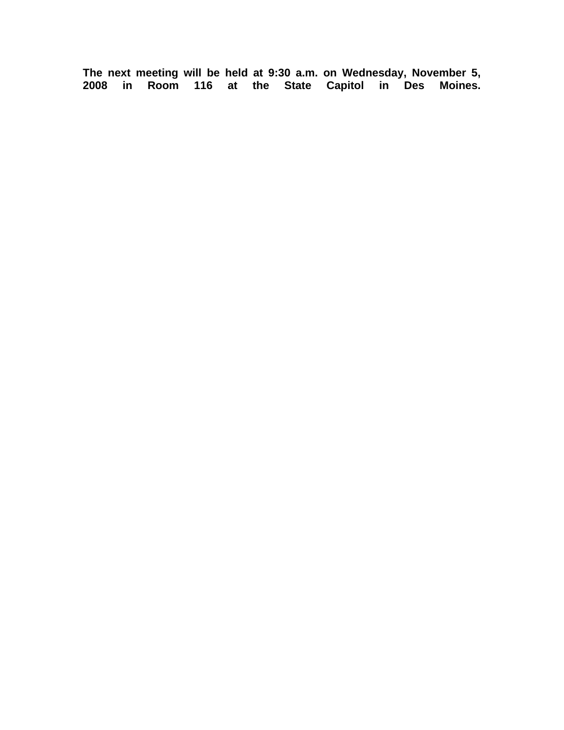**The next meeting will be held at 9:30 a.m. on Wednesday, November 5, 2008 in Room 116 at the State Capitol in Des Moines.**